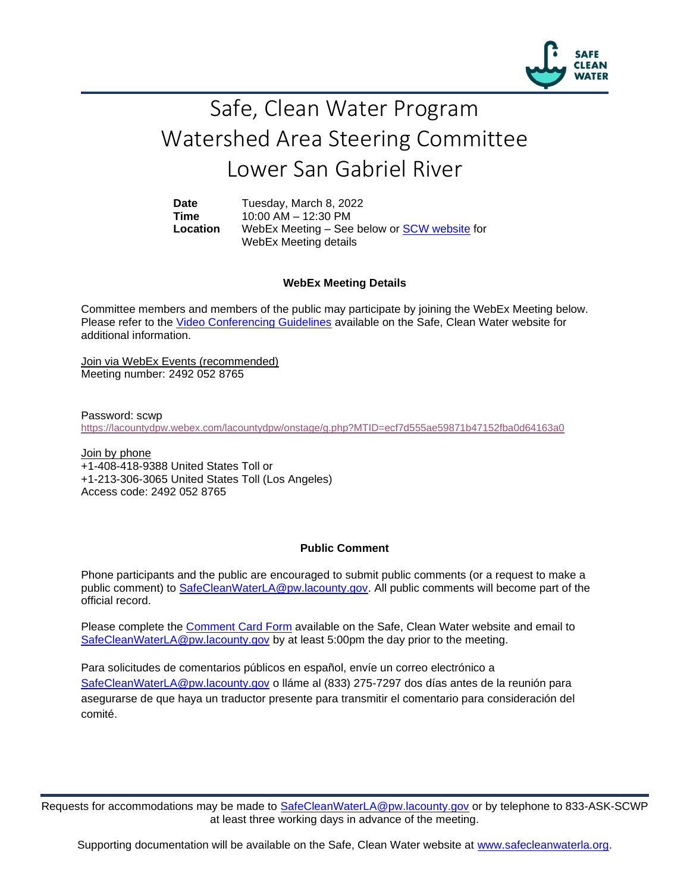SAFE CLEAN WATER

# Safe, Clean Water Program
# Watershed Area Steering Committee
# Lower San Gabriel River

| | |
|---|---|
| **Date** | Tuesday, March 8, 2022 |
| **Time** | 10:00 AM – 12:30 PM |
| **Location** | WebEx Meeting – See below or SCW website for WebEx Meeting details |

**WebEx Meeting Details**

Committee members and members of the public may participate by joining the WebEx Meeting below. Please refer to the Video Conferencing Guidelines available on the Safe, Clean Water website for additional information.

Join via WebEx Events (recommended)
Meeting number: 2492 052 8765

Password: scwp
https://lacountydpw.webex.com/lacountydpw/onstage/g.php?MTID=ecf7d555ae59871b47152fba0d64163a0

Join by phone
+1-408-418-9388 United States Toll or
+1-213-306-3065 United States Toll (Los Angeles)
Access code: 2492 052 8765

**Public Comment**

Phone participants and the public are encouraged to submit public comments (or a request to make a public comment) to SafeCleanWaterLA@pw.lacounty.gov. All public comments will become part of the official record.

Please complete the Comment Card Form available on the Safe, Clean Water website and email to SafeCleanWaterLA@pw.lacounty.gov by at least 5:00pm the day prior to the meeting.

Para solicitudes de comentarios públicos en español, envíe un correo electrónico a SafeCleanWaterLA@pw.lacounty.gov o lláme al (833) 275-7297 dos días antes de la reunión para asegurarse de que haya un traductor presente para transmitir el comentario para consideración del comité.

Requests for accommodations may be made to SafeCleanWaterLA@pw.lacounty.gov or by telephone to 833-ASK-SCWP at least three working days in advance of the meeting.

Supporting documentation will be available on the Safe, Clean Water website at www.safecleanwaterla.org.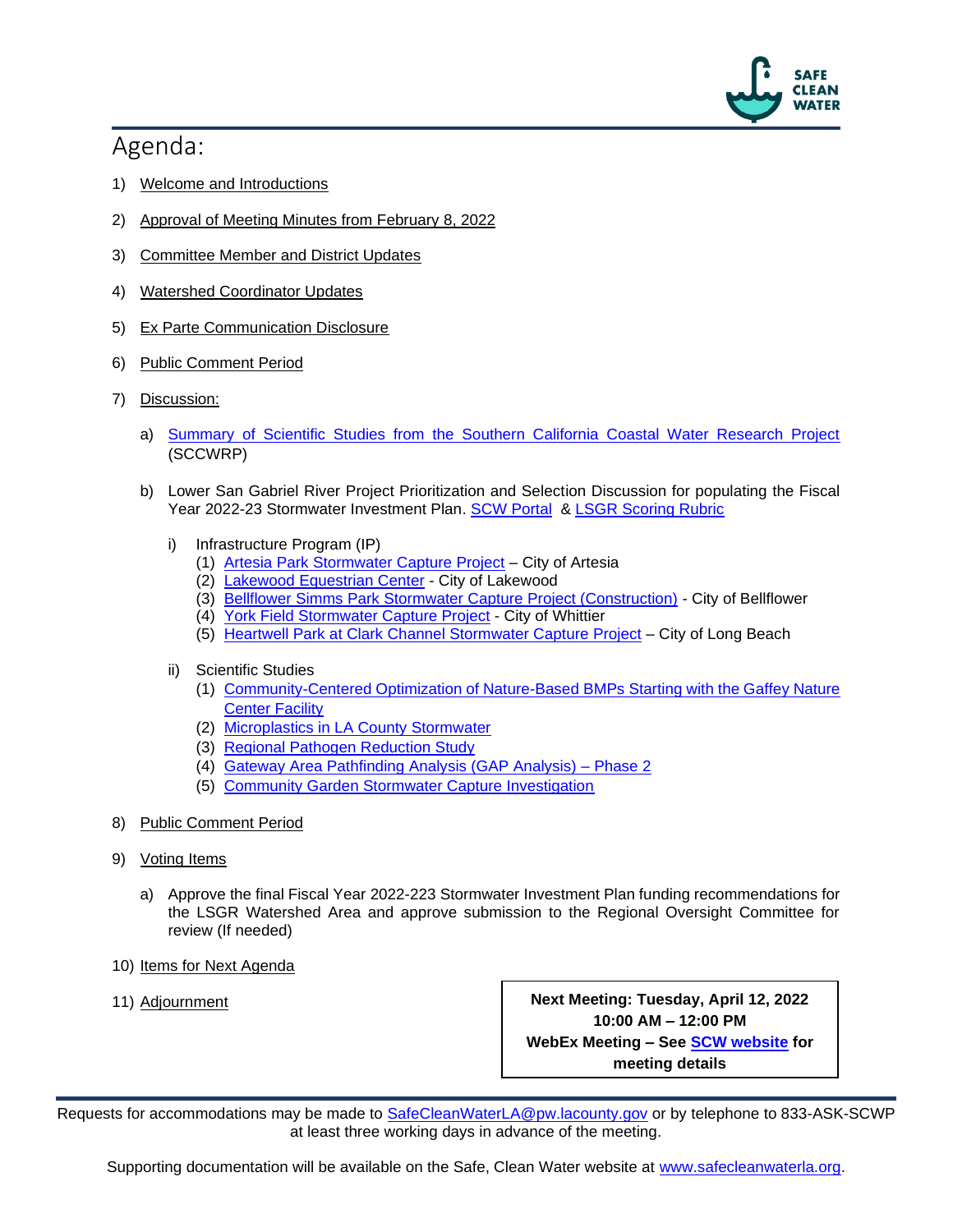# Agenda:

1) Welcome and Introductions

2) Approval of Meeting Minutes from February 8, 2022

3) Committee Member and District Updates

4) Watershed Coordinator Updates

5) Ex Parte Communication Disclosure

6) Public Comment Period

7) Discussion:

   a) Summary of Scientific Studies from the Southern California Coastal Water Research Project (SCCWRP)

   b) Lower San Gabriel River Project Prioritization and Selection Discussion for populating the Fiscal Year 2022-23 Stormwater Investment Plan. SCW Portal & LSGR Scoring Rubric

      i) Infrastructure Program (IP)
         (1) Artesia Park Stormwater Capture Project – City of Artesia
         (2) Lakewood Equestrian Center - City of Lakewood
         (3) Bellflower Simms Park Stormwater Capture Project (Construction) - City of Bellflower
         (4) York Field Stormwater Capture Project - City of Whittier
         (5) Heartwell Park at Clark Channel Stormwater Capture Project – City of Long Beach

      ii) Scientific Studies
         (1) Community-Centered Optimization of Nature-Based BMPs Starting with the Gaffey Nature Center Facility
         (2) Microplastics in LA County Stormwater
         (3) Regional Pathogen Reduction Study
         (4) Gateway Area Pathfinding Analysis (GAP Analysis) – Phase 2
         (5) Community Garden Stormwater Capture Investigation

8) Public Comment Period

9) Voting Items

   a) Approve the final Fiscal Year 2022-223 Stormwater Investment Plan funding recommendations for the LSGR Watershed Area and approve submission to the Regional Oversight Committee for review (If needed)

10) Items for Next Agenda

11) Adjournment

**Next Meeting: Tuesday, April 12, 2022**
**10:00 AM – 12:00 PM**
**WebEx Meeting – See SCW website for meeting details**

Requests for accommodations may be made to SafeCleanWaterLA@pw.lacounty.gov or by telephone to 833-ASK-SCWP at least three working days in advance of the meeting.

Supporting documentation will be available on the Safe, Clean Water website at www.safecleanwaterla.org.